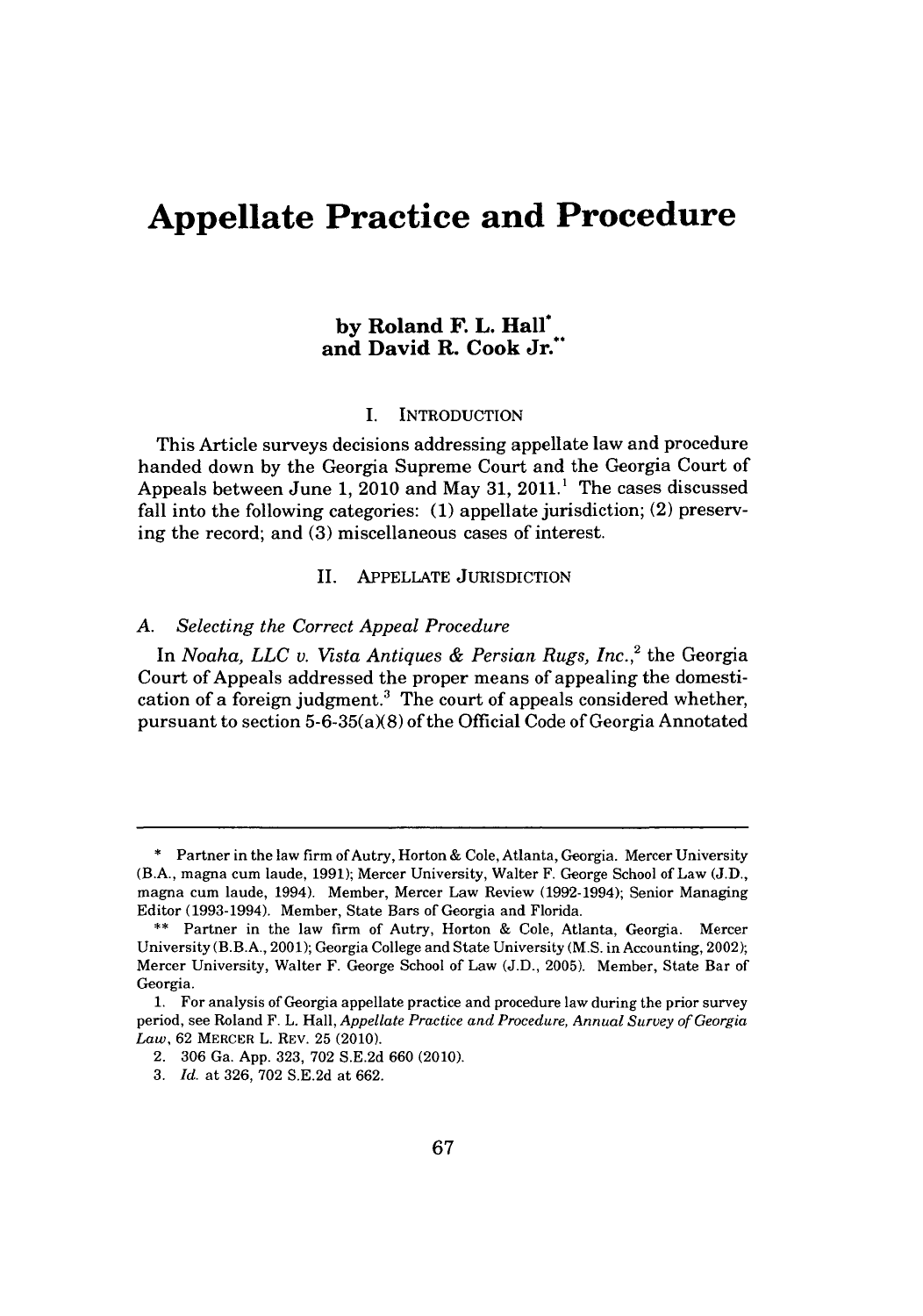# Appellate Practice and Procedure

**by Roland F. L. Hall[*]**
**and David R. Cook Jr.[**]**

## I. INTRODUCTION

This Article surveys decisions addressing appellate law and procedure handed down by the Georgia Supreme Court and the Georgia Court of Appeals between June 1, 2010 and May 31, 2011.[1] The cases discussed fall into the following categories: (1) appellate jurisdiction; (2) preserving the record; and (3) miscellaneous cases of interest.

## II. APPELLATE JURISDICTION

### A. *Selecting the Correct Appeal Procedure*

In *Noaha, LLC v. Vista Antiques & Persian Rugs, Inc.*,[2] the Georgia Court of Appeals addressed the proper means of appealing the domestication of a foreign judgment.[3] The court of appeals considered whether, pursuant to section 5-6-35(a)(8) of the Official Code of Georgia Annotated

---

\* Partner in the law firm of Autry, Horton & Cole, Atlanta, Georgia. Mercer University (B.A., magna cum laude, 1991); Mercer University, Walter F. George School of Law (J.D., magna cum laude, 1994). Member, Mercer Law Review (1992-1994); Senior Managing Editor (1993-1994). Member, State Bars of Georgia and Florida.

\*\* Partner in the law firm of Autry, Horton & Cole, Atlanta, Georgia. Mercer University (B.B.A., 2001); Georgia College and State University (M.S. in Accounting, 2002); Mercer University, Walter F. George School of Law (J.D., 2005). Member, State Bar of Georgia.

1. For analysis of Georgia appellate practice and procedure law during the prior survey period, see Roland F. L. Hall, *Appellate Practice and Procedure, Annual Survey of Georgia Law*, 62 MERCER L. REV. 25 (2010).

2. 306 Ga. App. 323, 702 S.E.2d 660 (2010).

3. *Id.* at 326, 702 S.E.2d at 662.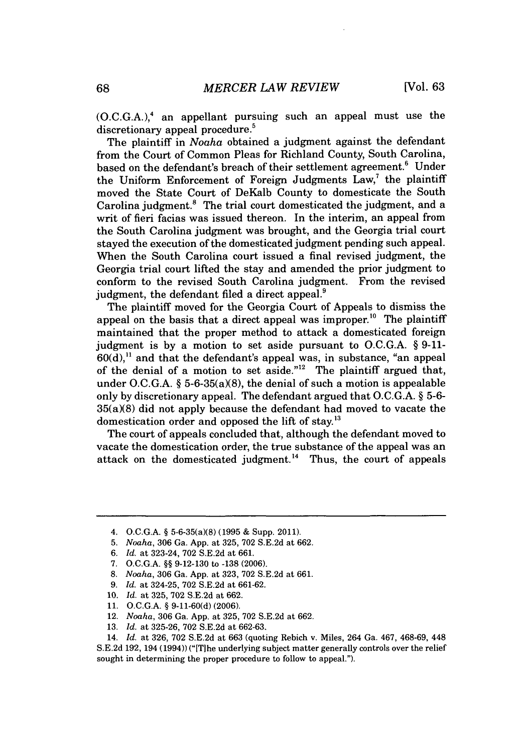(O.C.G.A.),[4] an appellant pursuing such an appeal must use the discretionary appeal procedure.[5]

The plaintiff in *Noaha* obtained a judgment against the defendant from the Court of Common Pleas for Richland County, South Carolina, based on the defendant's breach of their settlement agreement.[6] Under the Uniform Enforcement of Foreign Judgments Law,[7] the plaintiff moved the State Court of DeKalb County to domesticate the South Carolina judgment.[8] The trial court domesticated the judgment, and a writ of fieri facias was issued thereon. In the interim, an appeal from the South Carolina judgment was brought, and the Georgia trial court stayed the execution of the domesticated judgment pending such appeal. When the South Carolina court issued a final revised judgment, the Georgia trial court lifted the stay and amended the prior judgment to conform to the revised South Carolina judgment. From the revised judgment, the defendant filed a direct appeal.[9]

The plaintiff moved for the Georgia Court of Appeals to dismiss the appeal on the basis that a direct appeal was improper.[10] The plaintiff maintained that the proper method to attack a domesticated foreign judgment is by a motion to set aside pursuant to O.C.G.A. § 9-11-60(d),[11] and that the defendant's appeal was, in substance, "an appeal of the denial of a motion to set aside."[12] The plaintiff argued that, under O.C.G.A. § 5-6-35(a)(8), the denial of such a motion is appealable only by discretionary appeal. The defendant argued that O.C.G.A. § 5-6-35(a)(8) did not apply because the defendant had moved to vacate the domestication order and opposed the lift of stay.[13]

The court of appeals concluded that, although the defendant moved to vacate the domestication order, the true substance of the appeal was an attack on the domesticated judgment.[14] Thus, the court of appeals

---

4. O.C.G.A. § 5-6-35(a)(8) (1995 & Supp. 2011).

5. *Noaha*, 306 Ga. App. at 325, 702 S.E.2d at 662.

6. *Id.* at 323-24, 702 S.E.2d at 661.

7. O.C.G.A. §§ 9-12-130 to -138 (2006).

8. *Noaha*, 306 Ga. App. at 323, 702 S.E.2d at 661.

9. *Id.* at 324-25, 702 S.E.2d at 661-62.

10. *Id.* at 325, 702 S.E.2d at 662.

11. O.C.G.A. § 9-11-60(d) (2006).

12. *Noaha*, 306 Ga. App. at 325, 702 S.E.2d at 662.

13. *Id.* at 325-26, 702 S.E.2d at 662-63.

14. *Id.* at 326, 702 S.E.2d at 663 (quoting Rebich v. Miles, 264 Ga. 467, 468-69, 448 S.E.2d 192, 194 (1994)) ("[T]he underlying subject matter generally controls over the relief sought in determining the proper procedure to follow to appeal.").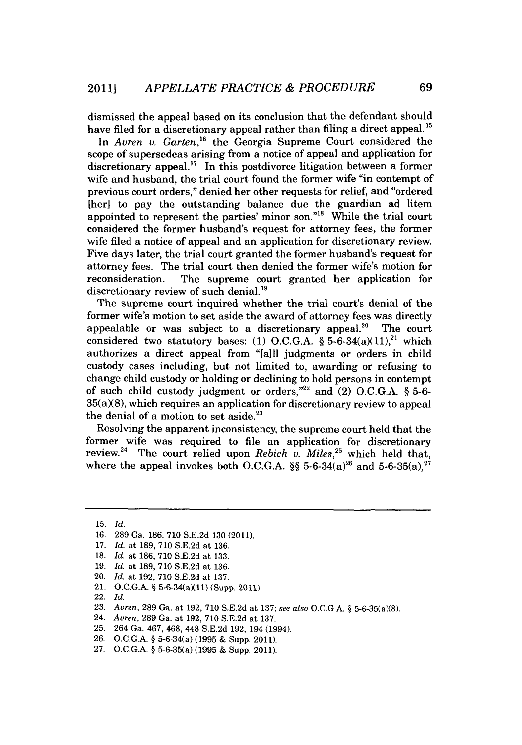dismissed the appeal based on its conclusion that the defendant should have filed for a discretionary appeal rather than filing a direct appeal.[15]

In *Avren v. Garten*,[16] the Georgia Supreme Court considered the scope of supersedeas arising from a notice of appeal and application for discretionary appeal.[17] In this postdivorce litigation between a former wife and husband, the trial court found the former wife "in contempt of previous court orders," denied her other requests for relief, and "ordered [her] to pay the outstanding balance due the guardian ad litem appointed to represent the parties' minor son."[18] While the trial court considered the former husband's request for attorney fees, the former wife filed a notice of appeal and an application for discretionary review. Five days later, the trial court granted the former husband's request for attorney fees. The trial court then denied the former wife's motion for reconsideration. The supreme court granted her application for discretionary review of such denial.[19]

The supreme court inquired whether the trial court's denial of the former wife's motion to set aside the award of attorney fees was directly appealable or was subject to a discretionary appeal.[20] The court considered two statutory bases: (1) O.C.G.A. § 5-6-34(a)(11),[21] which authorizes a direct appeal from "[a]ll judgments or orders in child custody cases including, but not limited to, awarding or refusing to change child custody or holding or declining to hold persons in contempt of such child custody judgment or orders,"[22] and (2) O.C.G.A. § 5-6-35(a)(8), which requires an application for discretionary review to appeal the denial of a motion to set aside.[23]

Resolving the apparent inconsistency, the supreme court held that the former wife was required to file an application for discretionary review.[24] The court relied upon *Rebich v. Miles*,[25] which held that, where the appeal invokes both O.C.G.A. §§ 5-6-34(a)[26] and 5-6-35(a),[27]

---

15. *Id.*
16. 289 Ga. 186, 710 S.E.2d 130 (2011).
17. *Id.* at 189, 710 S.E.2d at 136.
18. *Id.* at 186, 710 S.E.2d at 133.
19. *Id.* at 189, 710 S.E.2d at 136.
20. *Id.* at 192, 710 S.E.2d at 137.
21. O.C.G.A. § 5-6-34(a)(11) (Supp. 2011).
22. *Id.*
23. *Avren*, 289 Ga. at 192, 710 S.E.2d at 137; *see also* O.C.G.A. § 5-6-35(a)(8).
24. *Avren*, 289 Ga. at 192, 710 S.E.2d at 137.
25. 264 Ga. 467, 468, 448 S.E.2d 192, 194 (1994).
26. O.C.G.A. § 5-6-34(a) (1995 & Supp. 2011).
27. O.C.G.A. § 5-6-35(a) (1995 & Supp. 2011).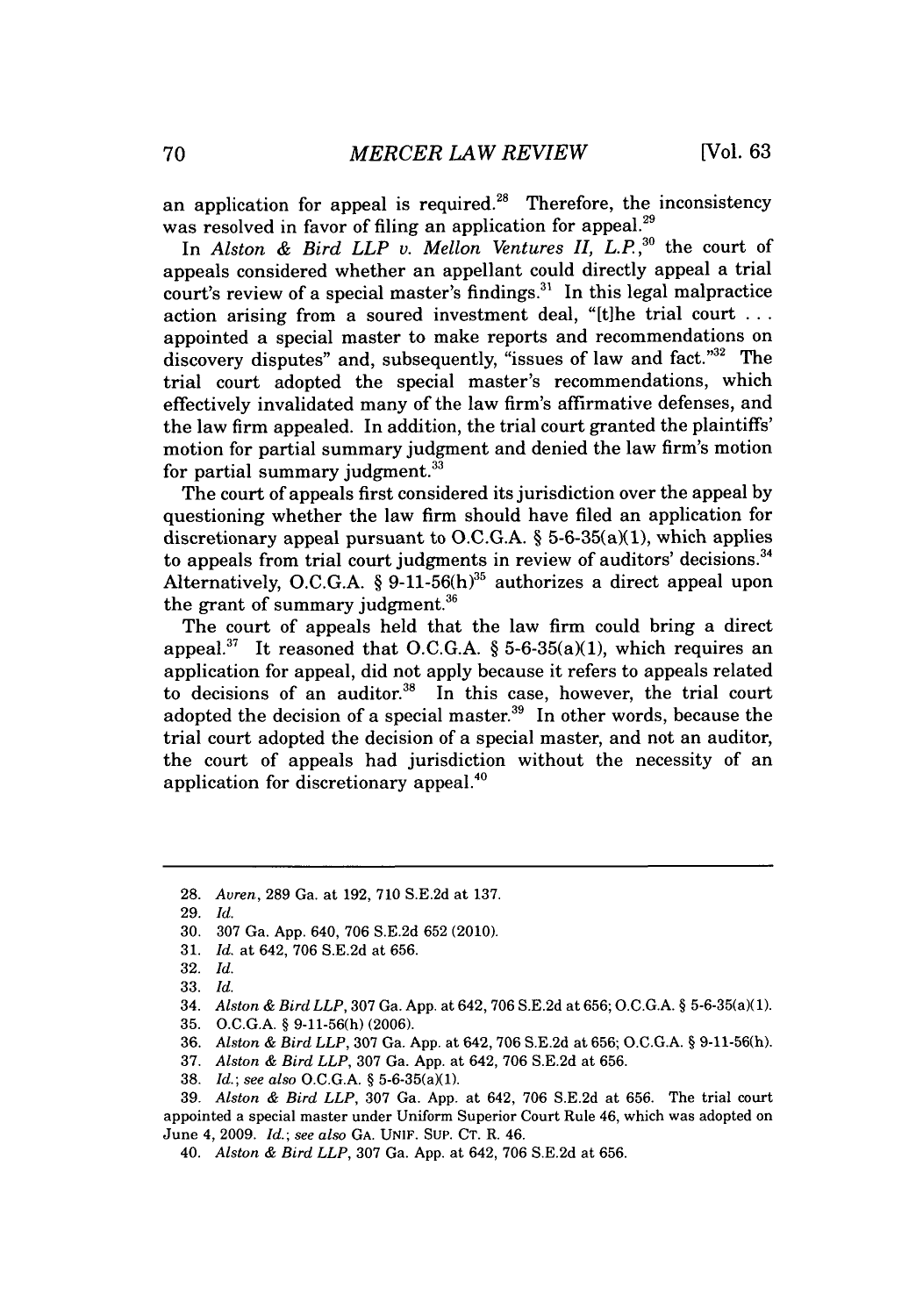an application for appeal is required.[28] Therefore, the inconsistency was resolved in favor of filing an application for appeal.[29]

In *Alston & Bird LLP v. Mellon Ventures II, L.P.*,[30] the court of appeals considered whether an appellant could directly appeal a trial court's review of a special master's findings.[31] In this legal malpractice action arising from a soured investment deal, "[t]he trial court . . . appointed a special master to make reports and recommendations on discovery disputes" and, subsequently, "issues of law and fact."[32] The trial court adopted the special master's recommendations, which effectively invalidated many of the law firm's affirmative defenses, and the law firm appealed. In addition, the trial court granted the plaintiffs' motion for partial summary judgment and denied the law firm's motion for partial summary judgment.[33]

The court of appeals first considered its jurisdiction over the appeal by questioning whether the law firm should have filed an application for discretionary appeal pursuant to O.C.G.A. § 5-6-35(a)(1), which applies to appeals from trial court judgments in review of auditors' decisions.[34] Alternatively, O.C.G.A. § 9-11-56(h)[35] authorizes a direct appeal upon the grant of summary judgment.[36]

The court of appeals held that the law firm could bring a direct appeal.[37] It reasoned that O.C.G.A. § 5-6-35(a)(1), which requires an application for appeal, did not apply because it refers to appeals related to decisions of an auditor.[38] In this case, however, the trial court adopted the decision of a special master.[39] In other words, because the trial court adopted the decision of a special master, and not an auditor, the court of appeals had jurisdiction without the necessity of an application for discretionary appeal.[40]

---

28. *Avren*, 289 Ga. at 192, 710 S.E.2d at 137.
29. *Id.*
30. 307 Ga. App. 640, 706 S.E.2d 652 (2010).
31. *Id.* at 642, 706 S.E.2d at 656.
32. *Id.*
33. *Id.*
34. *Alston & Bird LLP*, 307 Ga. App. at 642, 706 S.E.2d at 656; O.C.G.A. § 5-6-35(a)(1).
35. O.C.G.A. § 9-11-56(h) (2006).
36. *Alston & Bird LLP*, 307 Ga. App. at 642, 706 S.E.2d at 656; O.C.G.A. § 9-11-56(h).
37. *Alston & Bird LLP*, 307 Ga. App. at 642, 706 S.E.2d at 656.
38. *Id.*; *see also* O.C.G.A. § 5-6-35(a)(1).
39. *Alston & Bird LLP*, 307 Ga. App. at 642, 706 S.E.2d at 656. The trial court appointed a special master under Uniform Superior Court Rule 46, which was adopted on June 4, 2009. *Id.*; *see also* GA. UNIF. SUP. CT. R. 46.
40. *Alston & Bird LLP*, 307 Ga. App. at 642, 706 S.E.2d at 656.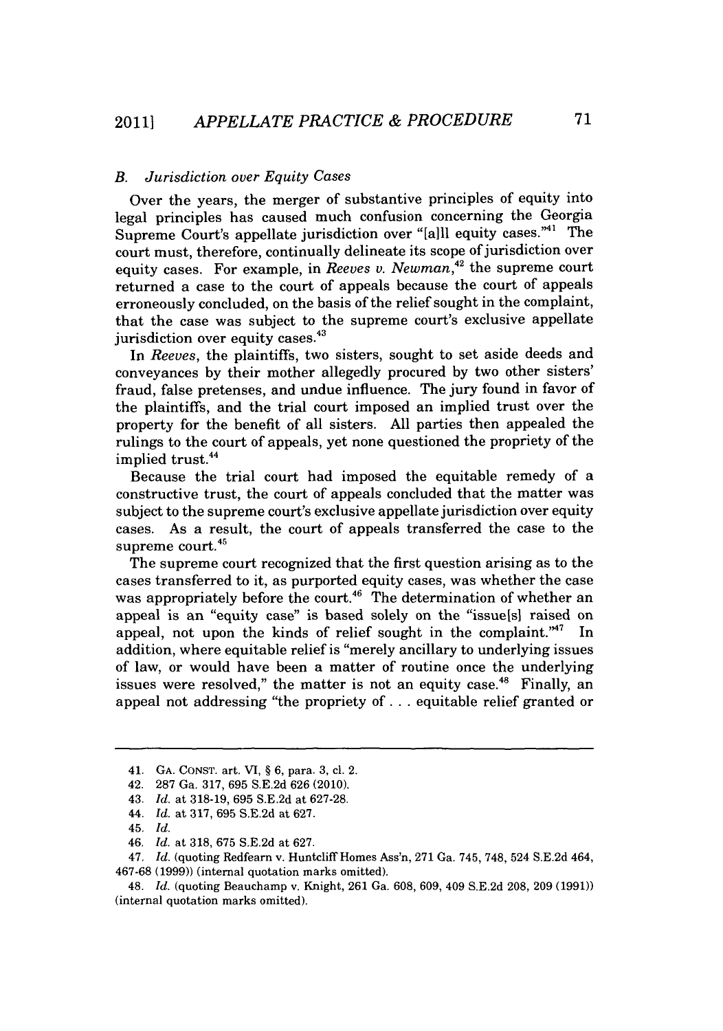### *B. Jurisdiction over Equity Cases*

Over the years, the merger of substantive principles of equity into legal principles has caused much confusion concerning the Georgia Supreme Court's appellate jurisdiction over "[a]ll equity cases."[41] The court must, therefore, continually delineate its scope of jurisdiction over equity cases. For example, in *Reeves v. Newman*,[42] the supreme court returned a case to the court of appeals because the court of appeals erroneously concluded, on the basis of the relief sought in the complaint, that the case was subject to the supreme court's exclusive appellate jurisdiction over equity cases.[43]

In *Reeves*, the plaintiffs, two sisters, sought to set aside deeds and conveyances by their mother allegedly procured by two other sisters' fraud, false pretenses, and undue influence. The jury found in favor of the plaintiffs, and the trial court imposed an implied trust over the property for the benefit of all sisters. All parties then appealed the rulings to the court of appeals, yet none questioned the propriety of the implied trust.[44]

Because the trial court had imposed the equitable remedy of a constructive trust, the court of appeals concluded that the matter was subject to the supreme court's exclusive appellate jurisdiction over equity cases. As a result, the court of appeals transferred the case to the supreme court.[45]

The supreme court recognized that the first question arising as to the cases transferred to it, as purported equity cases, was whether the case was appropriately before the court.[46] The determination of whether an appeal is an "equity case" is based solely on the "issue[s] raised on appeal, not upon the kinds of relief sought in the complaint."[47] In addition, where equitable relief is "merely ancillary to underlying issues of law, or would have been a matter of routine once the underlying issues were resolved," the matter is not an equity case.[48] Finally, an appeal not addressing "the propriety of . . . equitable relief granted or

---

41. GA. CONST. art. VI, § 6, para. 3, cl. 2.

42. 287 Ga. 317, 695 S.E.2d 626 (2010).

43. *Id.* at 318-19, 695 S.E.2d at 627-28.

44. *Id.* at 317, 695 S.E.2d at 627.

45. *Id.*

46. *Id.* at 318, 675 S.E.2d at 627.

47. *Id.* (quoting Redfearn v. Huntcliff Homes Ass'n, 271 Ga. 745, 748, 524 S.E.2d 464, 467-68 (1999)) (internal quotation marks omitted).

48. *Id.* (quoting Beauchamp v. Knight, 261 Ga. 608, 609, 409 S.E.2d 208, 209 (1991)) (internal quotation marks omitted).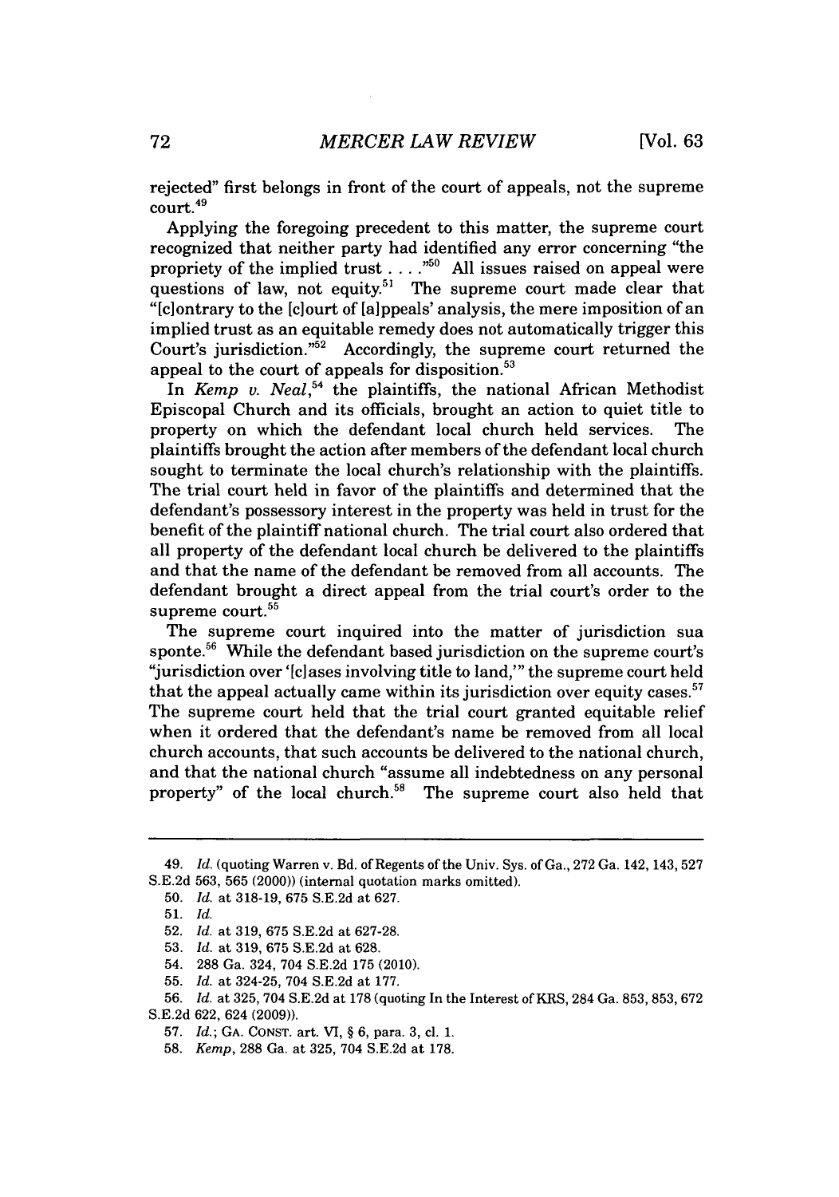rejected" first belongs in front of the court of appeals, not the supreme court.[49]

Applying the foregoing precedent to this matter, the supreme court recognized that neither party had identified any error concerning "the propriety of the implied trust . . . ."[50] All issues raised on appeal were questions of law, not equity.[51] The supreme court made clear that "[c]ontrary to the [c]ourt of [a]ppeals' analysis, the mere imposition of an implied trust as an equitable remedy does not automatically trigger this Court's jurisdiction."[52] Accordingly, the supreme court returned the appeal to the court of appeals for disposition.[53]

In *Kemp v. Neal*,[54] the plaintiffs, the national African Methodist Episcopal Church and its officials, brought an action to quiet title to property on which the defendant local church held services. The plaintiffs brought the action after members of the defendant local church sought to terminate the local church's relationship with the plaintiffs. The trial court held in favor of the plaintiffs and determined that the defendant's possessory interest in the property was held in trust for the benefit of the plaintiff national church. The trial court also ordered that all property of the defendant local church be delivered to the plaintiffs and that the name of the defendant be removed from all accounts. The defendant brought a direct appeal from the trial court's order to the supreme court.[55]

The supreme court inquired into the matter of jurisdiction sua sponte.[56] While the defendant based jurisdiction on the supreme court's "jurisdiction over '[c]ases involving title to land,'" the supreme court held that the appeal actually came within its jurisdiction over equity cases.[57] The supreme court held that the trial court granted equitable relief when it ordered that the defendant's name be removed from all local church accounts, that such accounts be delivered to the national church, and that the national church "assume all indebtedness on any personal property" of the local church.[58] The supreme court also held that

---

49. *Id.* (quoting Warren v. Bd. of Regents of the Univ. Sys. of Ga., 272 Ga. 142, 143, 527 S.E.2d 563, 565 (2000)) (internal quotation marks omitted).

50. *Id.* at 318-19, 675 S.E.2d at 627.

51. *Id.*

52. *Id.* at 319, 675 S.E.2d at 627-28.

53. *Id.* at 319, 675 S.E.2d at 628.

54. 288 Ga. 324, 704 S.E.2d 175 (2010).

55. *Id.* at 324-25, 704 S.E.2d at 177.

56. *Id.* at 325, 704 S.E.2d at 178 (quoting In the Interest of KRS, 284 Ga. 853, 853, 672 S.E.2d 622, 624 (2009)).

57. *Id.*; GA. CONST. art. VI, § 6, para. 3, cl. 1.

58. *Kemp*, 288 Ga. at 325, 704 S.E.2d at 178.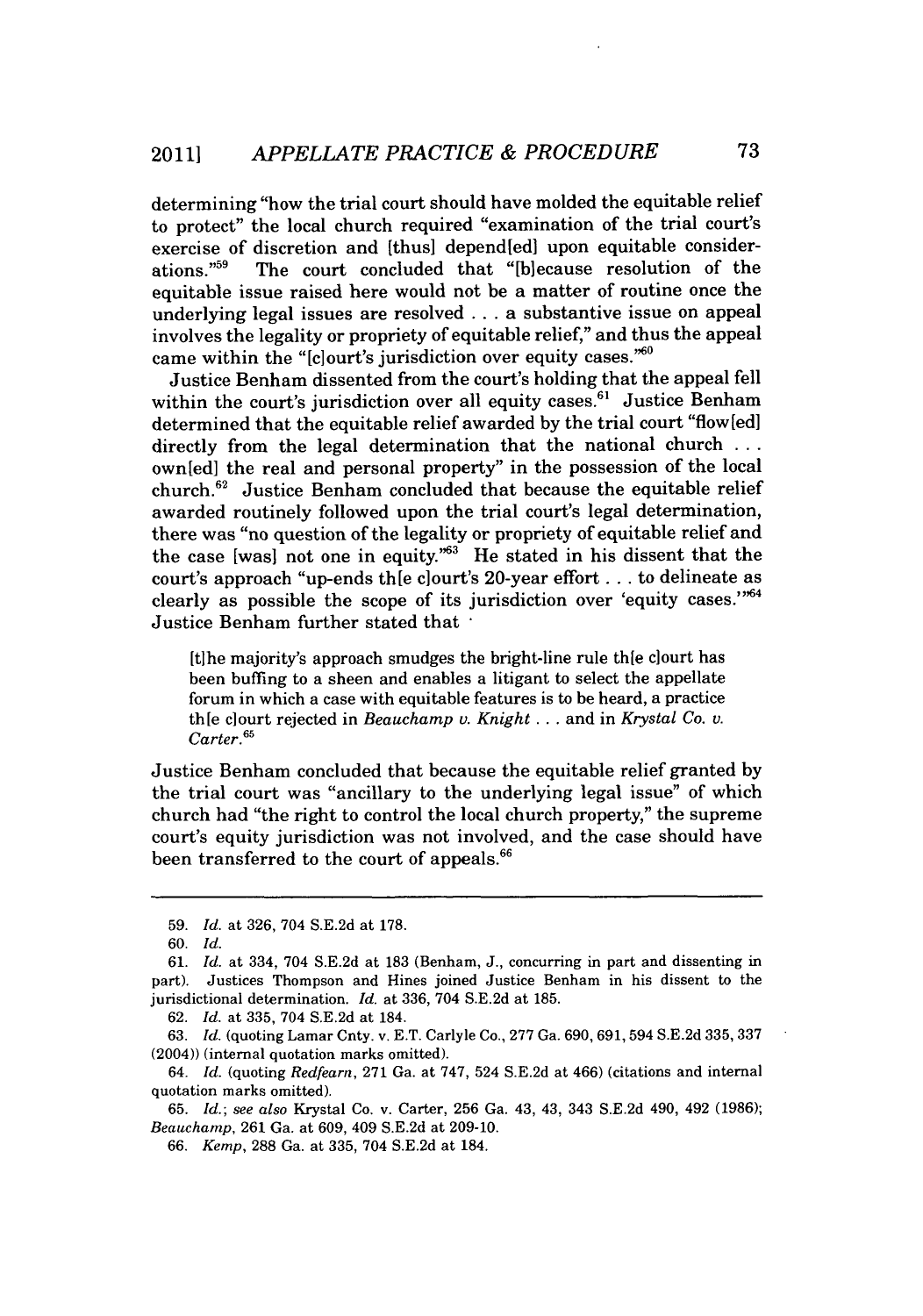determining "how the trial court should have molded the equitable relief to protect" the local church required "examination of the trial court's exercise of discretion and [thus] depend[ed] upon equitable considerations."[59] The court concluded that "[b]ecause resolution of the equitable issue raised here would not be a matter of routine once the underlying legal issues are resolved . . . a substantive issue on appeal involves the legality or propriety of equitable relief," and thus the appeal came within the "[c]ourt's jurisdiction over equity cases."[60]

Justice Benham dissented from the court's holding that the appeal fell within the court's jurisdiction over all equity cases.[61] Justice Benham determined that the equitable relief awarded by the trial court "flow[ed] directly from the legal determination that the national church . . . own[ed] the real and personal property" in the possession of the local church.[62] Justice Benham concluded that because the equitable relief awarded routinely followed upon the trial court's legal determination, there was "no question of the legality or propriety of equitable relief and the case [was] not one in equity."[63] He stated in his dissent that the court's approach "up-ends th[e c]ourt's 20-year effort . . . to delineate as clearly as possible the scope of its jurisdiction over 'equity cases.'"[64] Justice Benham further stated that

> [t]he majority's approach smudges the bright-line rule th[e c]ourt has been buffing to a sheen and enables a litigant to select the appellate forum in which a case with equitable features is to be heard, a practice th[e c]ourt rejected in *Beauchamp v. Knight* . . . and in *Krystal Co. v. Carter*.[65]

Justice Benham concluded that because the equitable relief granted by the trial court was "ancillary to the underlying legal issue" of which church had "the right to control the local church property," the supreme court's equity jurisdiction was not involved, and the case should have been transferred to the court of appeals.[66]

---

59. *Id.* at 326, 704 S.E.2d at 178.

60. *Id.*

61. *Id.* at 334, 704 S.E.2d at 183 (Benham, J., concurring in part and dissenting in part). Justices Thompson and Hines joined Justice Benham in his dissent to the jurisdictional determination. *Id.* at 336, 704 S.E.2d at 185.

62. *Id.* at 335, 704 S.E.2d at 184.

63. *Id.* (quoting Lamar Cnty. v. E.T. Carlyle Co., 277 Ga. 690, 691, 594 S.E.2d 335, 337 (2004)) (internal quotation marks omitted).

64. *Id.* (quoting *Redfearn*, 271 Ga. at 747, 524 S.E.2d at 466) (citations and internal quotation marks omitted).

65. *Id.*; *see also* Krystal Co. v. Carter, 256 Ga. 43, 43, 343 S.E.2d 490, 492 (1986); *Beauchamp*, 261 Ga. at 609, 409 S.E.2d at 209-10.

66. *Kemp*, 288 Ga. at 335, 704 S.E.2d at 184.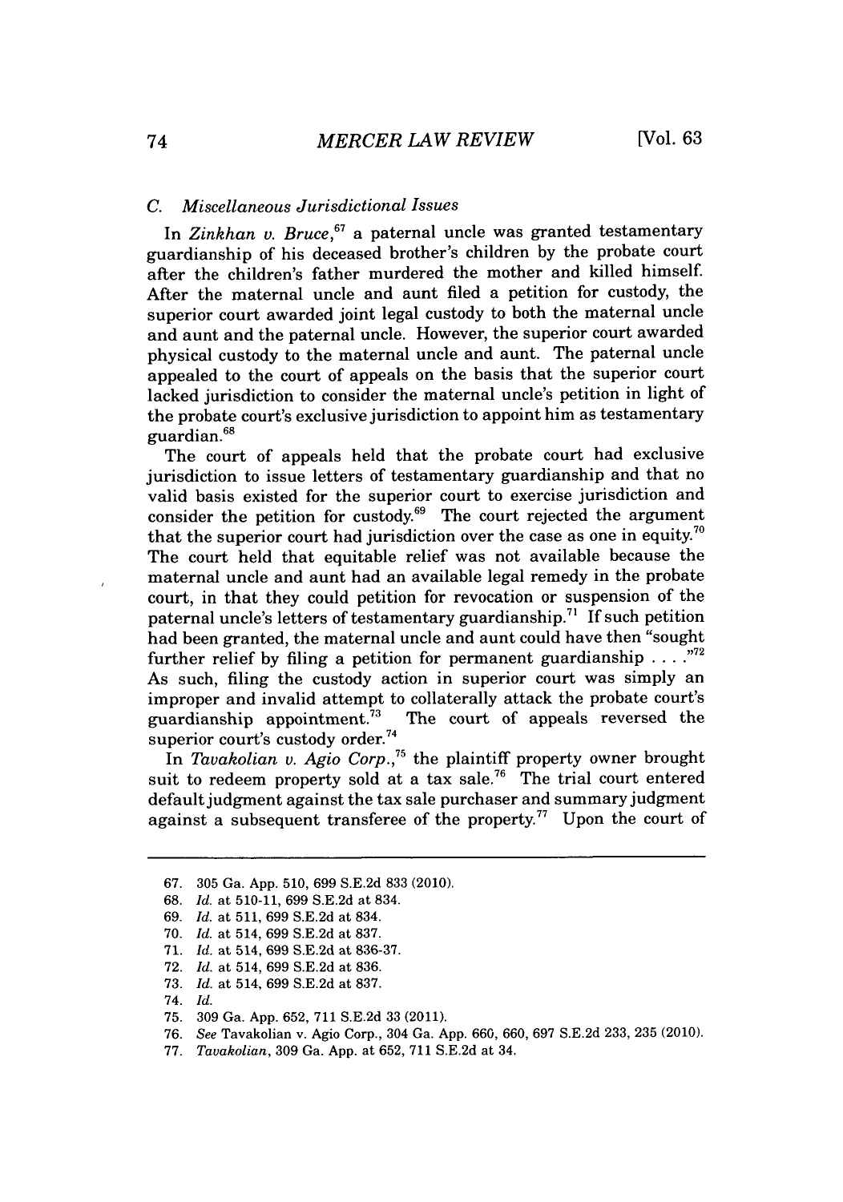### C. *Miscellaneous Jurisdictional Issues*

In *Zinkhan v. Bruce*,[67] a paternal uncle was granted testamentary guardianship of his deceased brother's children by the probate court after the children's father murdered the mother and killed himself. After the maternal uncle and aunt filed a petition for custody, the superior court awarded joint legal custody to both the maternal uncle and aunt and the paternal uncle. However, the superior court awarded physical custody to the maternal uncle and aunt. The paternal uncle appealed to the court of appeals on the basis that the superior court lacked jurisdiction to consider the maternal uncle's petition in light of the probate court's exclusive jurisdiction to appoint him as testamentary guardian.[68]

The court of appeals held that the probate court had exclusive jurisdiction to issue letters of testamentary guardianship and that no valid basis existed for the superior court to exercise jurisdiction and consider the petition for custody.[69] The court rejected the argument that the superior court had jurisdiction over the case as one in equity.[70] The court held that equitable relief was not available because the maternal uncle and aunt had an available legal remedy in the probate court, in that they could petition for revocation or suspension of the paternal uncle's letters of testamentary guardianship.[71] If such petition had been granted, the maternal uncle and aunt could have then "sought further relief by filing a petition for permanent guardianship . . . ."[72] As such, filing the custody action in superior court was simply an improper and invalid attempt to collaterally attack the probate court's guardianship appointment.[73] The court of appeals reversed the superior court's custody order.[74]

In *Tavakolian v. Agio Corp.*,[75] the plaintiff property owner brought suit to redeem property sold at a tax sale.[76] The trial court entered default judgment against the tax sale purchaser and summary judgment against a subsequent transferee of the property.[77] Upon the court of

---

67. 305 Ga. App. 510, 699 S.E.2d 833 (2010).
68. *Id.* at 510-11, 699 S.E.2d at 834.
69. *Id.* at 511, 699 S.E.2d at 834.
70. *Id.* at 514, 699 S.E.2d at 837.
71. *Id.* at 514, 699 S.E.2d at 836-37.
72. *Id.* at 514, 699 S.E.2d at 836.
73. *Id.* at 514, 699 S.E.2d at 837.
74. *Id.*
75. 309 Ga. App. 652, 711 S.E.2d 33 (2011).
76. *See* Tavakolian v. Agio Corp., 304 Ga. App. 660, 660, 697 S.E.2d 233, 235 (2010).
77. *Tavakolian*, 309 Ga. App. at 652, 711 S.E.2d at 34.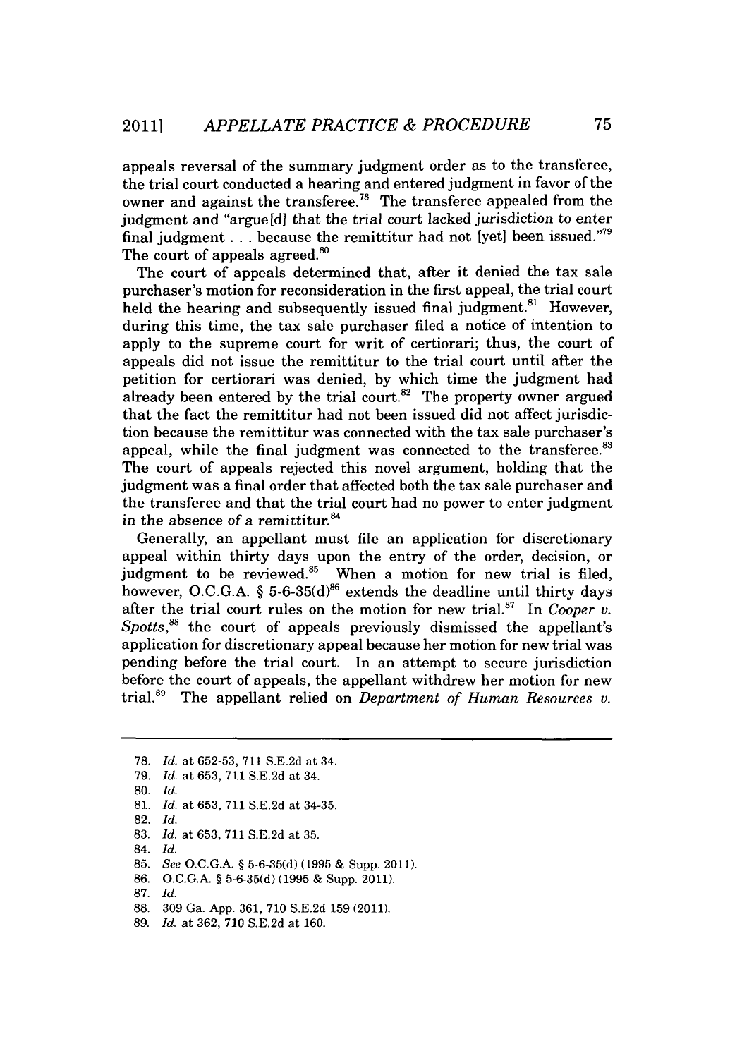appeals reversal of the summary judgment order as to the transferee, the trial court conducted a hearing and entered judgment in favor of the owner and against the transferee.[78] The transferee appealed from the judgment and "argue[d] that the trial court lacked jurisdiction to enter final judgment . . . because the remittitur had not [yet] been issued."[79] The court of appeals agreed.[80]

The court of appeals determined that, after it denied the tax sale purchaser's motion for reconsideration in the first appeal, the trial court held the hearing and subsequently issued final judgment.[81] However, during this time, the tax sale purchaser filed a notice of intention to apply to the supreme court for writ of certiorari; thus, the court of appeals did not issue the remittitur to the trial court until after the petition for certiorari was denied, by which time the judgment had already been entered by the trial court.[82] The property owner argued that the fact the remittitur had not been issued did not affect jurisdiction because the remittitur was connected with the tax sale purchaser's appeal, while the final judgment was connected to the transferee.[83] The court of appeals rejected this novel argument, holding that the judgment was a final order that affected both the tax sale purchaser and the transferee and that the trial court had no power to enter judgment in the absence of a remittitur.[84]

Generally, an appellant must file an application for discretionary appeal within thirty days upon the entry of the order, decision, or judgment to be reviewed.[85] When a motion for new trial is filed, however, O.C.G.A. § 5-6-35(d)[86] extends the deadline until thirty days after the trial court rules on the motion for new trial.[87] In *Cooper v. Spotts*,[88] the court of appeals previously dismissed the appellant's application for discretionary appeal because her motion for new trial was pending before the trial court. In an attempt to secure jurisdiction before the court of appeals, the appellant withdrew her motion for new trial.[89] The appellant relied on *Department of Human Resources v.*

---

78. *Id.* at 652-53, 711 S.E.2d at 34.
79. *Id.* at 653, 711 S.E.2d at 34.
80. *Id.*
81. *Id.* at 653, 711 S.E.2d at 34-35.
82. *Id.*
83. *Id.* at 653, 711 S.E.2d at 35.
84. *Id.*
85. *See* O.C.G.A. § 5-6-35(d) (1995 & Supp. 2011).
86. O.C.G.A. § 5-6-35(d) (1995 & Supp. 2011).
87. *Id.*
88. 309 Ga. App. 361, 710 S.E.2d 159 (2011).
89. *Id.* at 362, 710 S.E.2d at 160.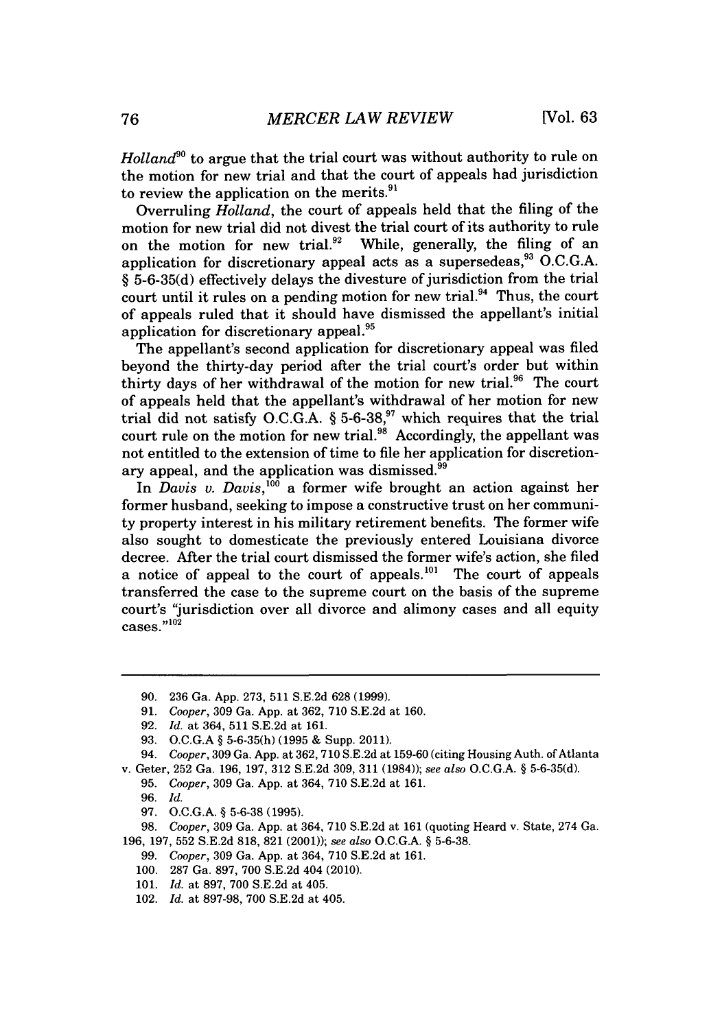*Holland*[90] to argue that the trial court was without authority to rule on the motion for new trial and that the court of appeals had jurisdiction to review the application on the merits.[91]

Overruling *Holland*, the court of appeals held that the filing of the motion for new trial did not divest the trial court of its authority to rule on the motion for new trial.[92] While, generally, the filing of an application for discretionary appeal acts as a supersedeas,[93] O.C.G.A. § 5-6-35(d) effectively delays the divesture of jurisdiction from the trial court until it rules on a pending motion for new trial.[94] Thus, the court of appeals ruled that it should have dismissed the appellant's initial application for discretionary appeal.[95]

The appellant's second application for discretionary appeal was filed beyond the thirty-day period after the trial court's order but within thirty days of her withdrawal of the motion for new trial.[96] The court of appeals held that the appellant's withdrawal of her motion for new trial did not satisfy O.C.G.A. § 5-6-38,[97] which requires that the trial court rule on the motion for new trial.[98] Accordingly, the appellant was not entitled to the extension of time to file her application for discretionary appeal, and the application was dismissed.[99]

In *Davis v. Davis*,[100] a former wife brought an action against her former husband, seeking to impose a constructive trust on her community property interest in his military retirement benefits. The former wife also sought to domesticate the previously entered Louisiana divorce decree. After the trial court dismissed the former wife's action, she filed a notice of appeal to the court of appeals.[101] The court of appeals transferred the case to the supreme court on the basis of the supreme court's "jurisdiction over all divorce and alimony cases and all equity cases."[102]

---

90. 236 Ga. App. 273, 511 S.E.2d 628 (1999).

91. *Cooper*, 309 Ga. App. at 362, 710 S.E.2d at 160.

92. *Id.* at 364, 511 S.E.2d at 161.

93. O.C.G.A § 5-6-35(h) (1995 & Supp. 2011).

94. *Cooper*, 309 Ga. App. at 362, 710 S.E.2d at 159-60 (citing Housing Auth. of Atlanta v. Geter, 252 Ga. 196, 197, 312 S.E.2d 309, 311 (1984)); *see also* O.C.G.A. § 5-6-35(d).

95. *Cooper*, 309 Ga. App. at 364, 710 S.E.2d at 161.

96. *Id.*

97. O.C.G.A. § 5-6-38 (1995).

98. *Cooper*, 309 Ga. App. at 364, 710 S.E.2d at 161 (quoting Heard v. State, 274 Ga. 196, 197, 552 S.E.2d 818, 821 (2001)); *see also* O.C.G.A. § 5-6-38.

99. *Cooper*, 309 Ga. App. at 364, 710 S.E.2d at 161.

100. 287 Ga. 897, 700 S.E.2d 404 (2010).

101. *Id.* at 897, 700 S.E.2d at 405.

102. *Id.* at 897-98, 700 S.E.2d at 405.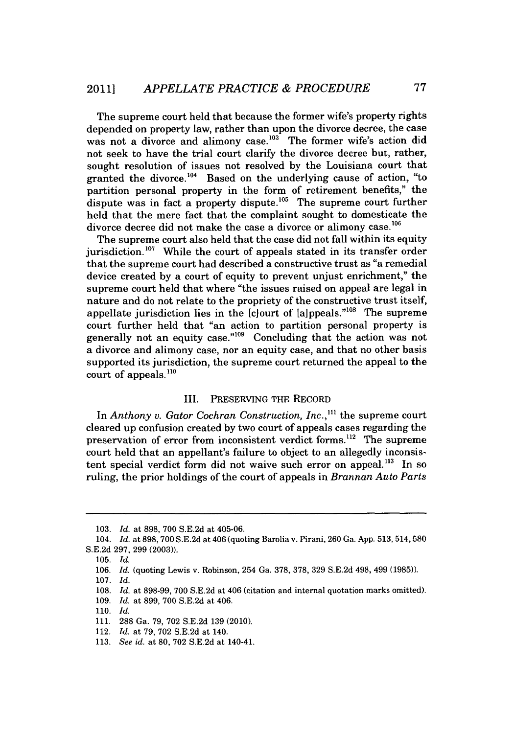The supreme court held that because the former wife's property rights depended on property law, rather than upon the divorce decree, the case was not a divorce and alimony case.[103] The former wife's action did not seek to have the trial court clarify the divorce decree but, rather, sought resolution of issues not resolved by the Louisiana court that granted the divorce.[104] Based on the underlying cause of action, "to partition personal property in the form of retirement benefits," the dispute was in fact a property dispute.[105] The supreme court further held that the mere fact that the complaint sought to domesticate the divorce decree did not make the case a divorce or alimony case.[106]

The supreme court also held that the case did not fall within its equity jurisdiction.[107] While the court of appeals stated in its transfer order that the supreme court had described a constructive trust as "a remedial device created by a court of equity to prevent unjust enrichment," the supreme court held that where "the issues raised on appeal are legal in nature and do not relate to the propriety of the constructive trust itself, appellate jurisdiction lies in the [c]ourt of [a]ppeals."[108] The supreme court further held that "an action to partition personal property is generally not an equity case."[109] Concluding that the action was not a divorce and alimony case, nor an equity case, and that no other basis supported its jurisdiction, the supreme court returned the appeal to the court of appeals.[110]

## III. PRESERVING THE RECORD

In *Anthony v. Gator Cochran Construction, Inc.*,[111] the supreme court cleared up confusion created by two court of appeals cases regarding the preservation of error from inconsistent verdict forms.[112] The supreme court held that an appellant's failure to object to an allegedly inconsistent special verdict form did not waive such error on appeal.[113] In so ruling, the prior holdings of the court of appeals in *Brannan Auto Parts*

---

103. *Id.* at 898, 700 S.E.2d at 405-06.

104. *Id.* at 898, 700 S.E.2d at 406 (quoting Barolia v. Pirani, 260 Ga. App. 513, 514, 580 S.E.2d 297, 299 (2003)).

105. *Id.*

106. *Id.* (quoting Lewis v. Robinson, 254 Ga. 378, 378, 329 S.E.2d 498, 499 (1985)).

107. *Id.*

108. *Id.* at 898-99, 700 S.E.2d at 406 (citation and internal quotation marks omitted).

109. *Id.* at 899, 700 S.E.2d at 406.

110. *Id.*

111. 288 Ga. 79, 702 S.E.2d 139 (2010).

112. *Id.* at 79, 702 S.E.2d at 140.

113. *See id.* at 80, 702 S.E.2d at 140-41.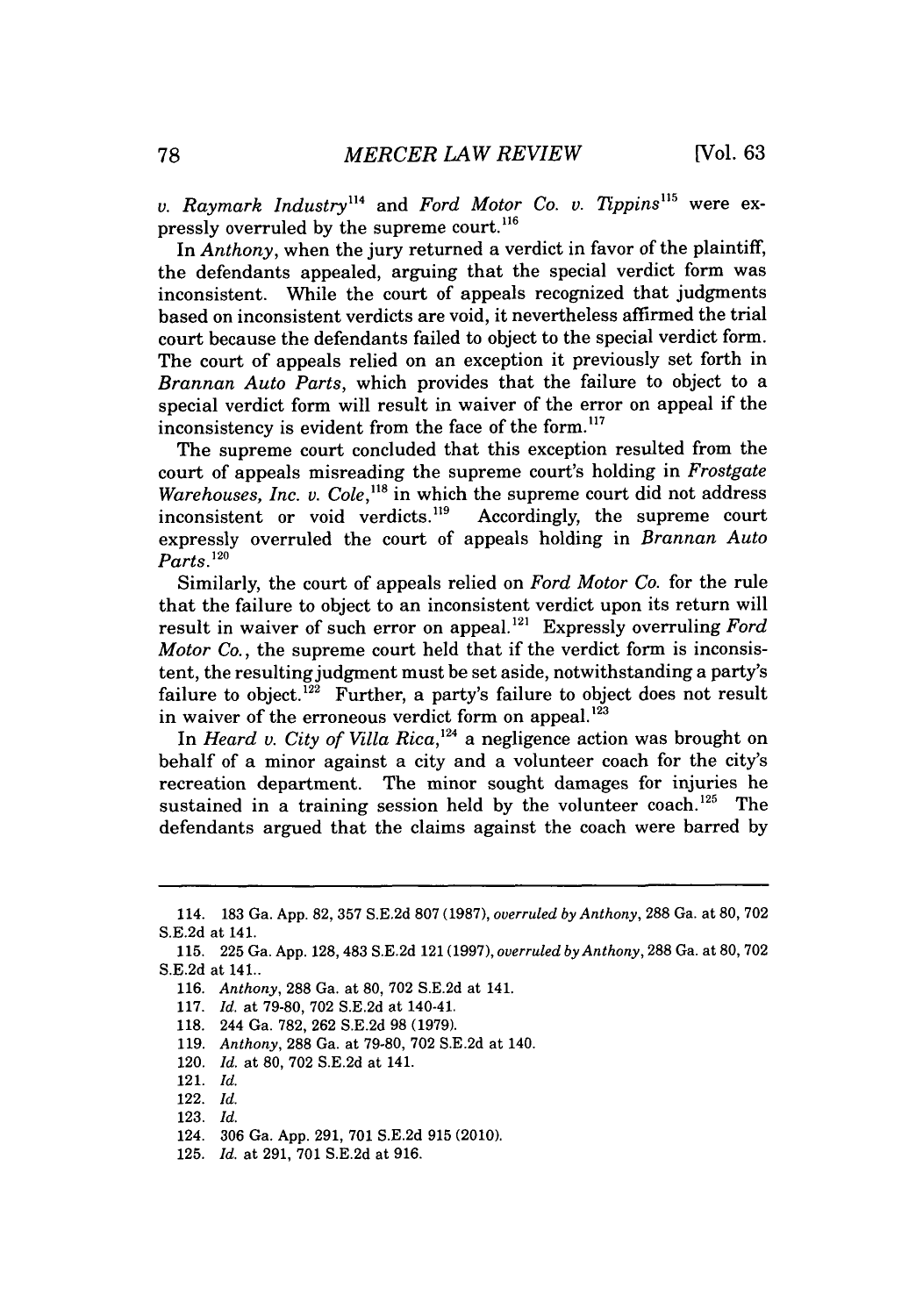*v. Raymark Industry*[114] and *Ford Motor Co. v. Tippins*[115] were expressly overruled by the supreme court.[116]

In *Anthony*, when the jury returned a verdict in favor of the plaintiff, the defendants appealed, arguing that the special verdict form was inconsistent. While the court of appeals recognized that judgments based on inconsistent verdicts are void, it nevertheless affirmed the trial court because the defendants failed to object to the special verdict form. The court of appeals relied on an exception it previously set forth in *Brannan Auto Parts*, which provides that the failure to object to a special verdict form will result in waiver of the error on appeal if the inconsistency is evident from the face of the form.[117]

The supreme court concluded that this exception resulted from the court of appeals misreading the supreme court's holding in *Frostgate Warehouses, Inc. v. Cole*,[118] in which the supreme court did not address inconsistent or void verdicts.[119] Accordingly, the supreme court expressly overruled the court of appeals holding in *Brannan Auto Parts*.[120]

Similarly, the court of appeals relied on *Ford Motor Co.* for the rule that the failure to object to an inconsistent verdict upon its return will result in waiver of such error on appeal.[121] Expressly overruling *Ford Motor Co.*, the supreme court held that if the verdict form is inconsistent, the resulting judgment must be set aside, notwithstanding a party's failure to object.[122] Further, a party's failure to object does not result in waiver of the erroneous verdict form on appeal.[123]

In *Heard v. City of Villa Rica*,[124] a negligence action was brought on behalf of a minor against a city and a volunteer coach for the city's recreation department. The minor sought damages for injuries he sustained in a training session held by the volunteer coach.[125] The defendants argued that the claims against the coach were barred by

---

114. 183 Ga. App. 82, 357 S.E.2d 807 (1987), *overruled by Anthony*, 288 Ga. at 80, 702 S.E.2d at 141.

115. 225 Ga. App. 128, 483 S.E.2d 121 (1997), *overruled by Anthony*, 288 Ga. at 80, 702 S.E.2d at 141..

116. *Anthony*, 288 Ga. at 80, 702 S.E.2d at 141.

117. *Id.* at 79-80, 702 S.E.2d at 140-41.

118. 244 Ga. 782, 262 S.E.2d 98 (1979).

119. *Anthony*, 288 Ga. at 79-80, 702 S.E.2d at 140.

120. *Id.* at 80, 702 S.E.2d at 141.

121. *Id.*

122. *Id.*

123. *Id.*

124. 306 Ga. App. 291, 701 S.E.2d 915 (2010).

125. *Id.* at 291, 701 S.E.2d at 916.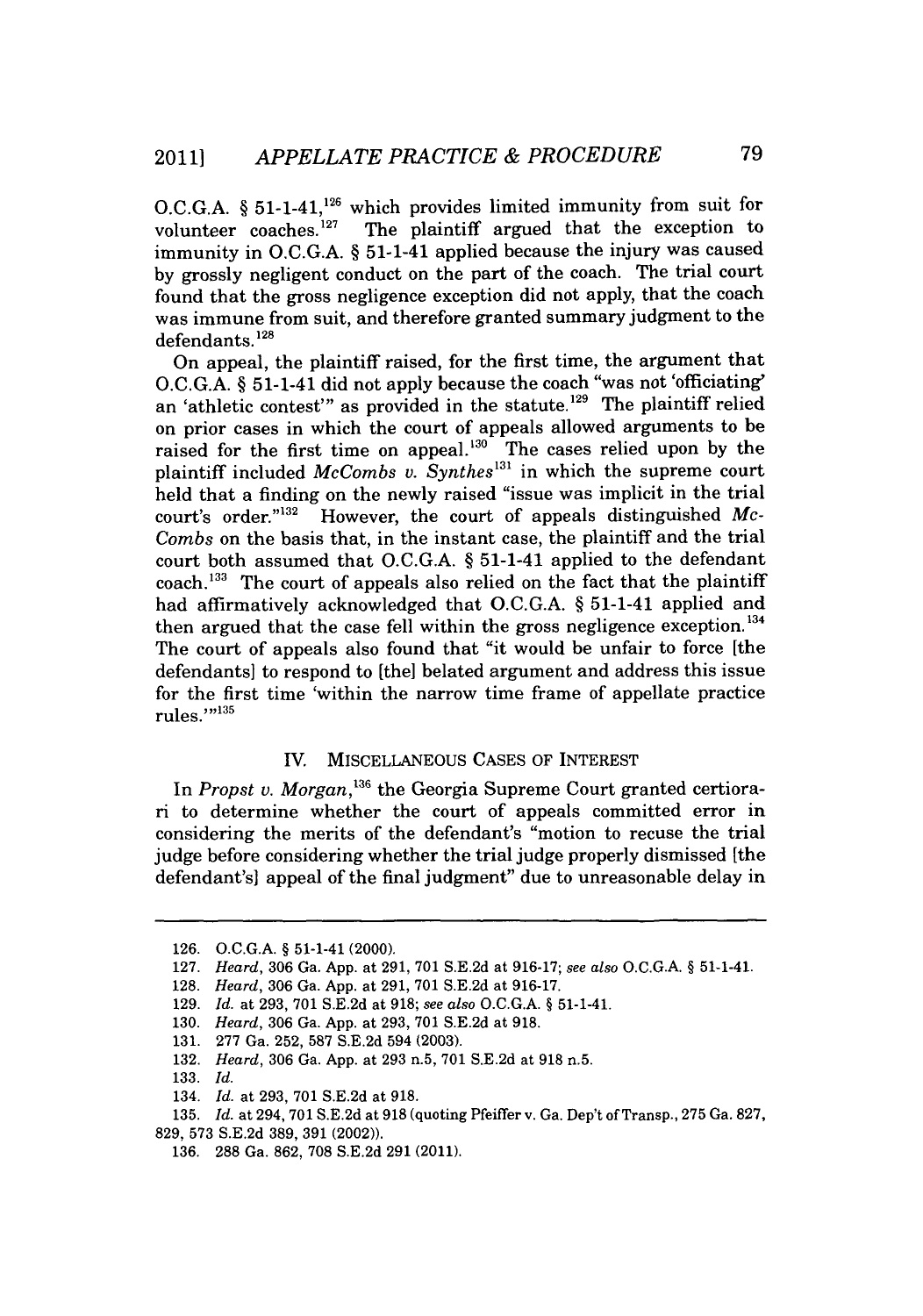O.C.G.A. § 51-1-41,[126] which provides limited immunity from suit for volunteer coaches.[127] The plaintiff argued that the exception to immunity in O.C.G.A. § 51-1-41 applied because the injury was caused by grossly negligent conduct on the part of the coach. The trial court found that the gross negligence exception did not apply, that the coach was immune from suit, and therefore granted summary judgment to the defendants.[128]

On appeal, the plaintiff raised, for the first time, the argument that O.C.G.A. § 51-1-41 did not apply because the coach "was not 'officiating' an 'athletic contest'" as provided in the statute.[129] The plaintiff relied on prior cases in which the court of appeals allowed arguments to be raised for the first time on appeal.[130] The cases relied upon by the plaintiff included *McCombs v. Synthes*[131] in which the supreme court held that a finding on the newly raised "issue was implicit in the trial court's order."[132] However, the court of appeals distinguished *McCombs* on the basis that, in the instant case, the plaintiff and the trial court both assumed that O.C.G.A. § 51-1-41 applied to the defendant coach.[133] The court of appeals also relied on the fact that the plaintiff had affirmatively acknowledged that O.C.G.A. § 51-1-41 applied and then argued that the case fell within the gross negligence exception.[134] The court of appeals also found that "it would be unfair to force [the defendants] to respond to [the] belated argument and address this issue for the first time 'within the narrow time frame of appellate practice rules.'"[135]

## IV. MISCELLANEOUS CASES OF INTEREST

In *Propst v. Morgan*,[136] the Georgia Supreme Court granted certiorari to determine whether the court of appeals committed error in considering the merits of the defendant's "motion to recuse the trial judge before considering whether the trial judge properly dismissed [the defendant's] appeal of the final judgment" due to unreasonable delay in

---

126. O.C.G.A. § 51-1-41 (2000).

127. *Heard*, 306 Ga. App. at 291, 701 S.E.2d at 916-17; *see also* O.C.G.A. § 51-1-41.

128. *Heard*, 306 Ga. App. at 291, 701 S.E.2d at 916-17.

129. *Id.* at 293, 701 S.E.2d at 918; *see also* O.C.G.A. § 51-1-41.

130. *Heard*, 306 Ga. App. at 293, 701 S.E.2d at 918.

131. 277 Ga. 252, 587 S.E.2d 594 (2003).

132. *Heard*, 306 Ga. App. at 293 n.5, 701 S.E.2d at 918 n.5.

133. *Id.*

134. *Id.* at 293, 701 S.E.2d at 918.

135. *Id.* at 294, 701 S.E.2d at 918 (quoting Pfeiffer v. Ga. Dep't of Transp., 275 Ga. 827, 829, 573 S.E.2d 389, 391 (2002)).

136. 288 Ga. 862, 708 S.E.2d 291 (2011).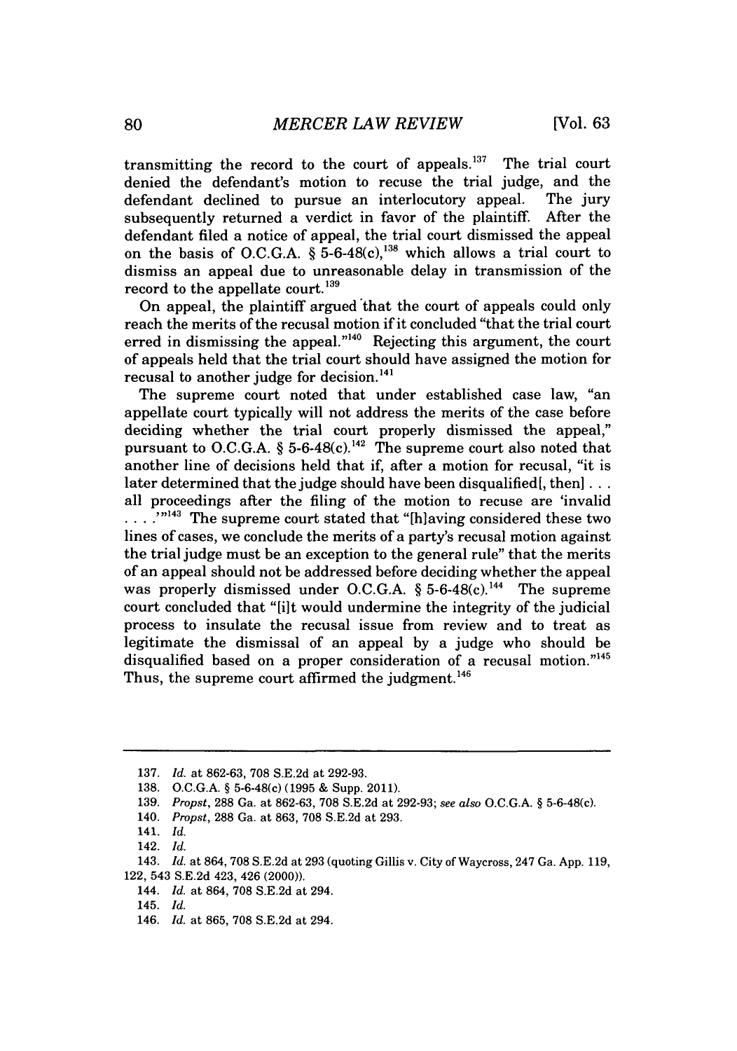transmitting the record to the court of appeals.[137] The trial court denied the defendant's motion to recuse the trial judge, and the defendant declined to pursue an interlocutory appeal. The jury subsequently returned a verdict in favor of the plaintiff. After the defendant filed a notice of appeal, the trial court dismissed the appeal on the basis of O.C.G.A. § 5-6-48(c),[138] which allows a trial court to dismiss an appeal due to unreasonable delay in transmission of the record to the appellate court.[139]

On appeal, the plaintiff argued that the court of appeals could only reach the merits of the recusal motion if it concluded "that the trial court erred in dismissing the appeal."[140] Rejecting this argument, the court of appeals held that the trial court should have assigned the motion for recusal to another judge for decision.[141]

The supreme court noted that under established case law, "an appellate court typically will not address the merits of the case before deciding whether the trial court properly dismissed the appeal," pursuant to O.C.G.A. § 5-6-48(c).[142] The supreme court also noted that another line of decisions held that if, after a motion for recusal, "it is later determined that the judge should have been disqualified[, then] . . . all proceedings after the filing of the motion to recuse are 'invalid . . . .'"[143] The supreme court stated that "[h]aving considered these two lines of cases, we conclude the merits of a party's recusal motion against the trial judge must be an exception to the general rule" that the merits of an appeal should not be addressed before deciding whether the appeal was properly dismissed under O.C.G.A. § 5-6-48(c).[144] The supreme court concluded that "[i]t would undermine the integrity of the judicial process to insulate the recusal issue from review and to treat as legitimate the dismissal of an appeal by a judge who should be disqualified based on a proper consideration of a recusal motion."[145] Thus, the supreme court affirmed the judgment.[146]

---

137. *Id.* at 862-63, 708 S.E.2d at 292-93.

138. O.C.G.A. § 5-6-48(c) (1995 & Supp. 2011).

139. *Propst*, 288 Ga. at 862-63, 708 S.E.2d at 292-93; *see also* O.C.G.A. § 5-6-48(c).

140. *Propst*, 288 Ga. at 863, 708 S.E.2d at 293.

141. *Id.*

142. *Id.*

143. *Id.* at 864, 708 S.E.2d at 293 (quoting Gillis v. City of Waycross, 247 Ga. App. 119, 122, 543 S.E.2d 423, 426 (2000)).

144. *Id.* at 864, 708 S.E.2d at 294.

145. *Id.*

146. *Id.* at 865, 708 S.E.2d at 294.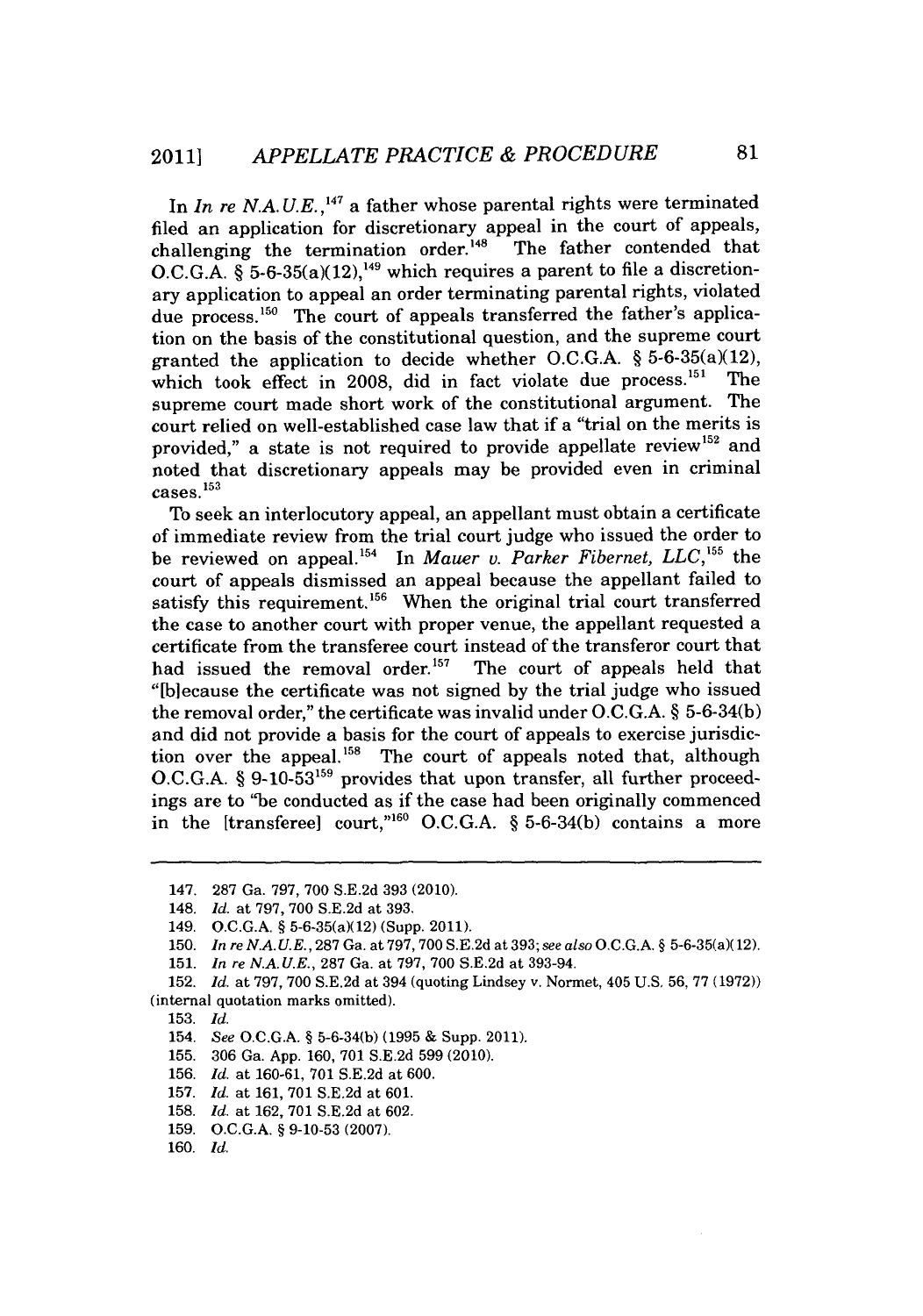In *In re N.A.U.E.*,[147] a father whose parental rights were terminated filed an application for discretionary appeal in the court of appeals, challenging the termination order.[148] The father contended that O.C.G.A. § 5-6-35(a)(12),[149] which requires a parent to file a discretionary application to appeal an order terminating parental rights, violated due process.[150] The court of appeals transferred the father's application on the basis of the constitutional question, and the supreme court granted the application to decide whether O.C.G.A. § 5-6-35(a)(12), which took effect in 2008, did in fact violate due process.[151] The supreme court made short work of the constitutional argument. The court relied on well-established case law that if a "trial on the merits is provided," a state is not required to provide appellate review[152] and noted that discretionary appeals may be provided even in criminal cases.[153]

To seek an interlocutory appeal, an appellant must obtain a certificate of immediate review from the trial court judge who issued the order to be reviewed on appeal.[154] In *Mauer v. Parker Fibernet, LLC*,[155] the court of appeals dismissed an appeal because the appellant failed to satisfy this requirement.[156] When the original trial court transferred the case to another court with proper venue, the appellant requested a certificate from the transferee court instead of the transferor court that had issued the removal order.[157] The court of appeals held that "[b]ecause the certificate was not signed by the trial judge who issued the removal order," the certificate was invalid under O.C.G.A. § 5-6-34(b) and did not provide a basis for the court of appeals to exercise jurisdiction over the appeal.[158] The court of appeals noted that, although O.C.G.A. § 9-10-53[159] provides that upon transfer, all further proceedings are to "be conducted as if the case had been originally commenced in the [transferee] court,"[160] O.C.G.A. § 5-6-34(b) contains a more

---

147. 287 Ga. 797, 700 S.E.2d 393 (2010).

148. *Id.* at 797, 700 S.E.2d at 393.

149. O.C.G.A. § 5-6-35(a)(12) (Supp. 2011).

150. *In re N.A.U.E.*, 287 Ga. at 797, 700 S.E.2d at 393; *see also* O.C.G.A. § 5-6-35(a)(12).

151. *In re N.A.U.E.*, 287 Ga. at 797, 700 S.E.2d at 393-94.

152. *Id.* at 797, 700 S.E.2d at 394 (quoting Lindsey v. Normet, 405 U.S. 56, 77 (1972)) (internal quotation marks omitted).

153. *Id.*

154. *See* O.C.G.A. § 5-6-34(b) (1995 & Supp. 2011).

155. 306 Ga. App. 160, 701 S.E.2d 599 (2010).

156. *Id.* at 160-61, 701 S.E.2d at 600.

157. *Id.* at 161, 701 S.E.2d at 601.

158. *Id.* at 162, 701 S.E.2d at 602.

159. O.C.G.A. § 9-10-53 (2007).

160. *Id.*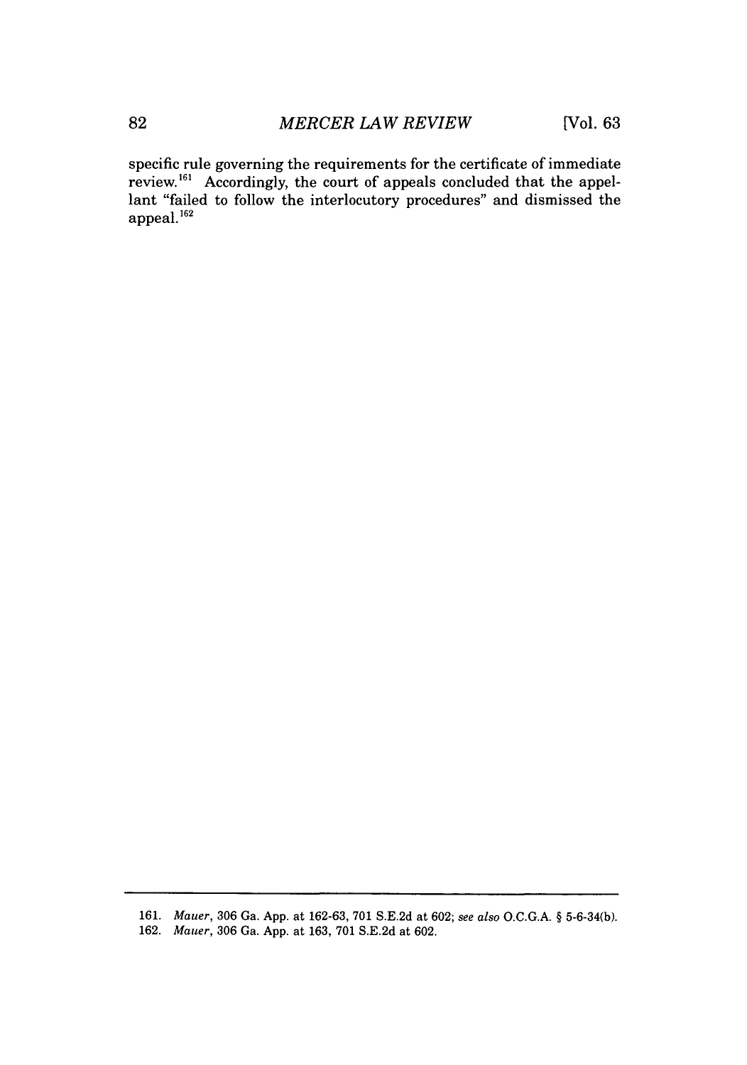specific rule governing the requirements for the certificate of immediate review.[161] Accordingly, the court of appeals concluded that the appellant "failed to follow the interlocutory procedures" and dismissed the appeal.[162]

---

161. *Mauer*, 306 Ga. App. at 162-63, 701 S.E.2d at 602; *see also* O.C.G.A. § 5-6-34(b).

162. *Mauer*, 306 Ga. App. at 163, 701 S.E.2d at 602.